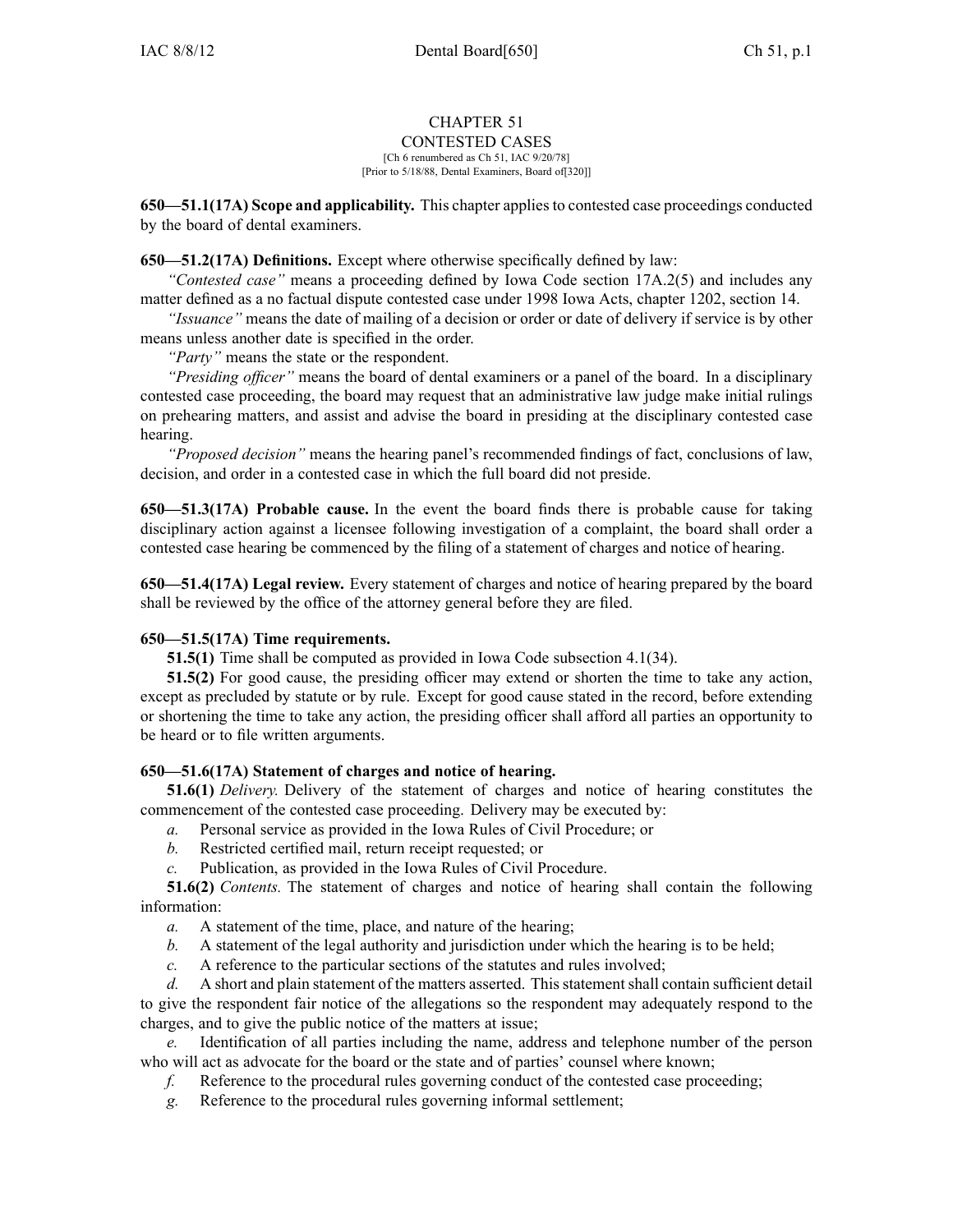# CHAPTER 51
## CONTESTED CASES

[Ch 6 renumbered as Ch 51, IAC 9/20/78]
[Prior to 5/18/88, Dental Examiners, Board of[320]]

**650—51.1(17A) Scope and applicability.** This chapter applies to contested case proceedings conducted by the board of dental examiners.

**650—51.2(17A) Definitions.** Except where otherwise specifically defined by law:

*"Contested case"* means a proceeding defined by Iowa Code section 17A.2(5) and includes any matter defined as a no factual dispute contested case under 1998 Iowa Acts, chapter 1202, section 14.

*"Issuance"* means the date of mailing of a decision or order or date of delivery if service is by other means unless another date is specified in the order.

*"Party"* means the state or the respondent.

*"Presiding officer"* means the board of dental examiners or a panel of the board. In a disciplinary contested case proceeding, the board may request that an administrative law judge make initial rulings on prehearing matters, and assist and advise the board in presiding at the disciplinary contested case hearing.

*"Proposed decision"* means the hearing panel's recommended findings of fact, conclusions of law, decision, and order in a contested case in which the full board did not preside.

**650—51.3(17A) Probable cause.** In the event the board finds there is probable cause for taking disciplinary action against a licensee following investigation of a complaint, the board shall order a contested case hearing be commenced by the filing of a statement of charges and notice of hearing.

**650—51.4(17A) Legal review.** Every statement of charges and notice of hearing prepared by the board shall be reviewed by the office of the attorney general before they are filed.

**650—51.5(17A) Time requirements.**

**51.5(1)** Time shall be computed as provided in Iowa Code subsection 4.1(34).

**51.5(2)** For good cause, the presiding officer may extend or shorten the time to take any action, except as precluded by statute or by rule. Except for good cause stated in the record, before extending or shortening the time to take any action, the presiding officer shall afford all parties an opportunity to be heard or to file written arguments.

**650—51.6(17A) Statement of charges and notice of hearing.**

**51.6(1)** *Delivery.* Delivery of the statement of charges and notice of hearing constitutes the commencement of the contested case proceeding. Delivery may be executed by:

*a.* Personal service as provided in the Iowa Rules of Civil Procedure; or

*b.* Restricted certified mail, return receipt requested; or

*c.* Publication, as provided in the Iowa Rules of Civil Procedure.

**51.6(2)** *Contents.* The statement of charges and notice of hearing shall contain the following information:

*a.* A statement of the time, place, and nature of the hearing;

*b.* A statement of the legal authority and jurisdiction under which the hearing is to be held;

*c.* A reference to the particular sections of the statutes and rules involved;

*d.* A short and plain statement of the matters asserted. This statement shall contain sufficient detail to give the respondent fair notice of the allegations so the respondent may adequately respond to the charges, and to give the public notice of the matters at issue;

*e.* Identification of all parties including the name, address and telephone number of the person who will act as advocate for the board or the state and of parties' counsel where known;

*f.* Reference to the procedural rules governing conduct of the contested case proceeding;

*g.* Reference to the procedural rules governing informal settlement;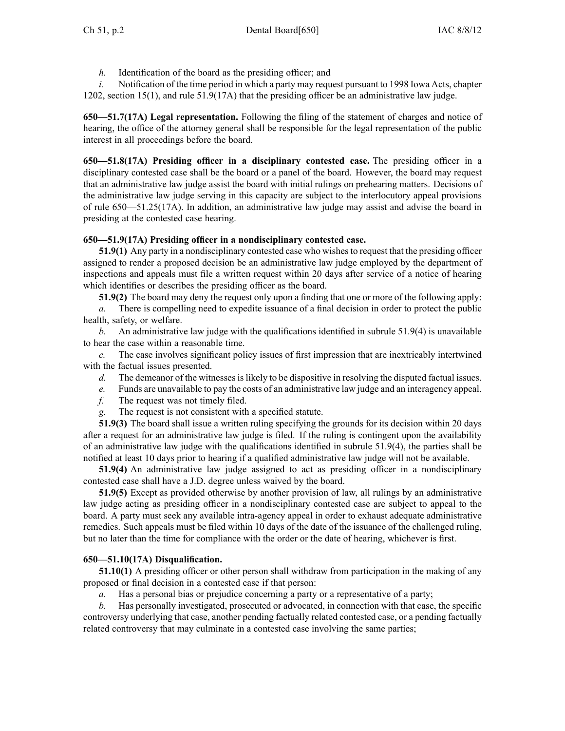*h.* Identification of the board as the presiding officer; and

*i.* Notification of the time period in which a party may request pursuant to 1998 Iowa Acts, chapter 1202, section 15(1), and rule 51.9(17A) that the presiding officer be an administrative law judge.

**650—51.7(17A) Legal representation.** Following the filing of the statement of charges and notice of hearing, the office of the attorney general shall be responsible for the legal representation of the public interest in all proceedings before the board.

**650—51.8(17A) Presiding officer in a disciplinary contested case.** The presiding officer in a disciplinary contested case shall be the board or a panel of the board. However, the board may request that an administrative law judge assist the board with initial rulings on prehearing matters. Decisions of the administrative law judge serving in this capacity are subject to the interlocutory appeal provisions of rule 650—51.25(17A). In addition, an administrative law judge may assist and advise the board in presiding at the contested case hearing.

**650—51.9(17A) Presiding officer in a nondisciplinary contested case.**

**51.9(1)** Any party in a nondisciplinary contested case who wishes to request that the presiding officer assigned to render a proposed decision be an administrative law judge employed by the department of inspections and appeals must file a written request within 20 days after service of a notice of hearing which identifies or describes the presiding officer as the board.

**51.9(2)** The board may deny the request only upon a finding that one or more of the following apply:

*a.* There is compelling need to expedite issuance of a final decision in order to protect the public health, safety, or welfare.

*b.* An administrative law judge with the qualifications identified in subrule 51.9(4) is unavailable to hear the case within a reasonable time.

*c.* The case involves significant policy issues of first impression that are inextricably intertwined with the factual issues presented.

*d.* The demeanor of the witnesses is likely to be dispositive in resolving the disputed factual issues.

*e.* Funds are unavailable to pay the costs of an administrative law judge and an interagency appeal.

*f.* The request was not timely filed.

*g.* The request is not consistent with a specified statute.

**51.9(3)** The board shall issue a written ruling specifying the grounds for its decision within 20 days after a request for an administrative law judge is filed. If the ruling is contingent upon the availability of an administrative law judge with the qualifications identified in subrule 51.9(4), the parties shall be notified at least 10 days prior to hearing if a qualified administrative law judge will not be available.

**51.9(4)** An administrative law judge assigned to act as presiding officer in a nondisciplinary contested case shall have a J.D. degree unless waived by the board.

**51.9(5)** Except as provided otherwise by another provision of law, all rulings by an administrative law judge acting as presiding officer in a nondisciplinary contested case are subject to appeal to the board. A party must seek any available intra-agency appeal in order to exhaust adequate administrative remedies. Such appeals must be filed within 10 days of the date of the issuance of the challenged ruling, but no later than the time for compliance with the order or the date of hearing, whichever is first.

**650—51.10(17A) Disqualification.**

**51.10(1)** A presiding officer or other person shall withdraw from participation in the making of any proposed or final decision in a contested case if that person:

*a.* Has a personal bias or prejudice concerning a party or a representative of a party;

*b.* Has personally investigated, prosecuted or advocated, in connection with that case, the specific controversy underlying that case, another pending factually related contested case, or a pending factually related controversy that may culminate in a contested case involving the same parties;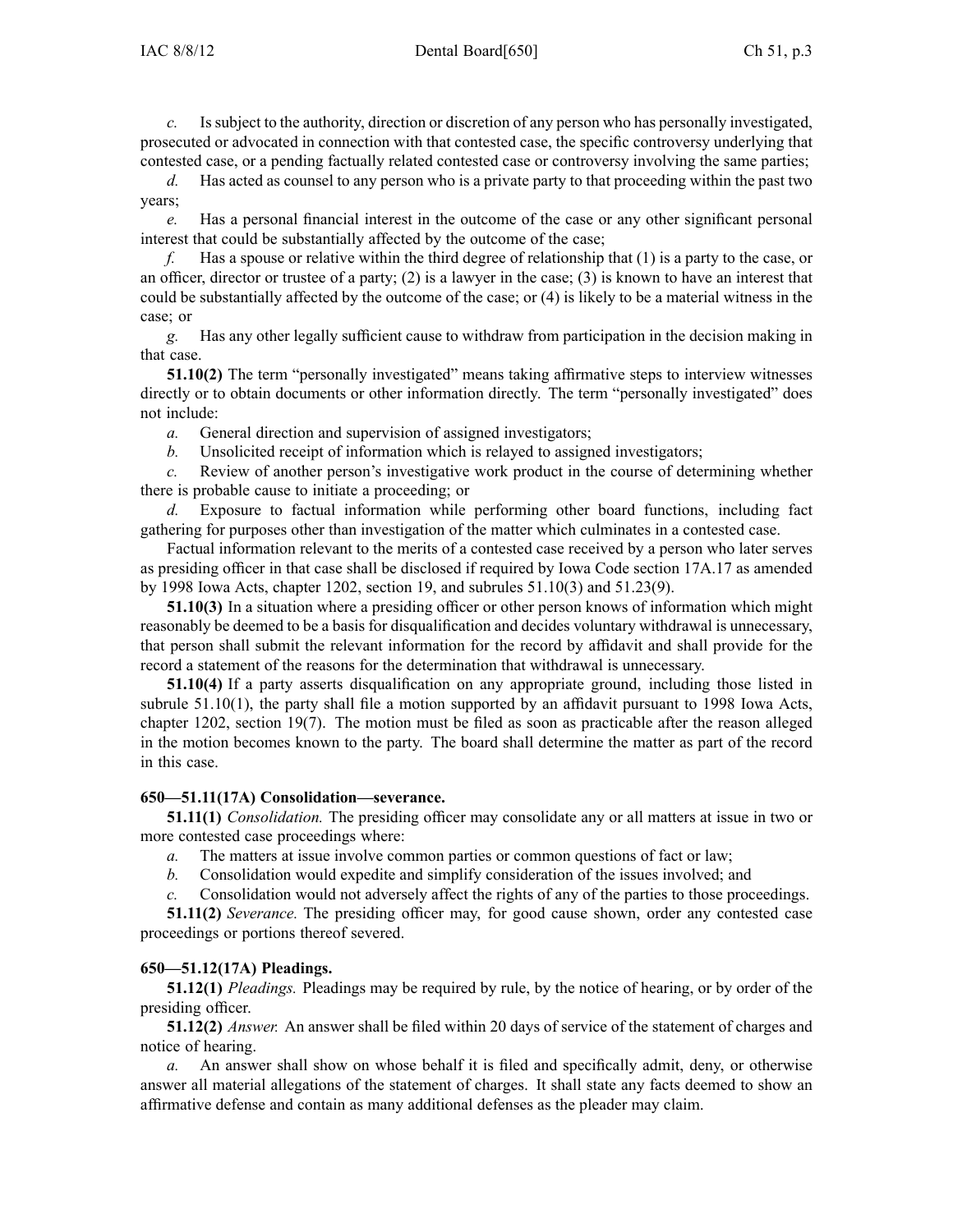*c.* Is subject to the authority, direction or discretion of any person who has personally investigated, prosecuted or advocated in connection with that contested case, the specific controversy underlying that contested case, or a pending factually related contested case or controversy involving the same parties;

*d.* Has acted as counsel to any person who is a private party to that proceeding within the past two years;

*e.* Has a personal financial interest in the outcome of the case or any other significant personal interest that could be substantially affected by the outcome of the case;

*f.* Has a spouse or relative within the third degree of relationship that (1) is a party to the case, or an officer, director or trustee of a party; (2) is a lawyer in the case; (3) is known to have an interest that could be substantially affected by the outcome of the case; or (4) is likely to be a material witness in the case; or

*g.* Has any other legally sufficient cause to withdraw from participation in the decision making in that case.

**51.10(2)** The term "personally investigated" means taking affirmative steps to interview witnesses directly or to obtain documents or other information directly. The term "personally investigated" does not include:

*a.* General direction and supervision of assigned investigators;

*b.* Unsolicited receipt of information which is relayed to assigned investigators;

*c.* Review of another person's investigative work product in the course of determining whether there is probable cause to initiate a proceeding; or

*d.* Exposure to factual information while performing other board functions, including fact gathering for purposes other than investigation of the matter which culminates in a contested case.

Factual information relevant to the merits of a contested case received by a person who later serves as presiding officer in that case shall be disclosed if required by Iowa Code section 17A.17 as amended by 1998 Iowa Acts, chapter 1202, section 19, and subrules 51.10(3) and 51.23(9).

**51.10(3)** In a situation where a presiding officer or other person knows of information which might reasonably be deemed to be a basis for disqualification and decides voluntary withdrawal is unnecessary, that person shall submit the relevant information for the record by affidavit and shall provide for the record a statement of the reasons for the determination that withdrawal is unnecessary.

**51.10(4)** If a party asserts disqualification on any appropriate ground, including those listed in subrule 51.10(1), the party shall file a motion supported by an affidavit pursuant to 1998 Iowa Acts, chapter 1202, section 19(7). The motion must be filed as soon as practicable after the reason alleged in the motion becomes known to the party. The board shall determine the matter as part of the record in this case.

### 650—51.11(17A) Consolidation—severance.

**51.11(1)** *Consolidation.* The presiding officer may consolidate any or all matters at issue in two or more contested case proceedings where:

*a.* The matters at issue involve common parties or common questions of fact or law;

*b.* Consolidation would expedite and simplify consideration of the issues involved; and

*c.* Consolidation would not adversely affect the rights of any of the parties to those proceedings.

**51.11(2)** *Severance.* The presiding officer may, for good cause shown, order any contested case proceedings or portions thereof severed.

### 650—51.12(17A) Pleadings.

**51.12(1)** *Pleadings.* Pleadings may be required by rule, by the notice of hearing, or by order of the presiding officer.

**51.12(2)** *Answer.* An answer shall be filed within 20 days of service of the statement of charges and notice of hearing.

*a.* An answer shall show on whose behalf it is filed and specifically admit, deny, or otherwise answer all material allegations of the statement of charges. It shall state any facts deemed to show an affirmative defense and contain as many additional defenses as the pleader may claim.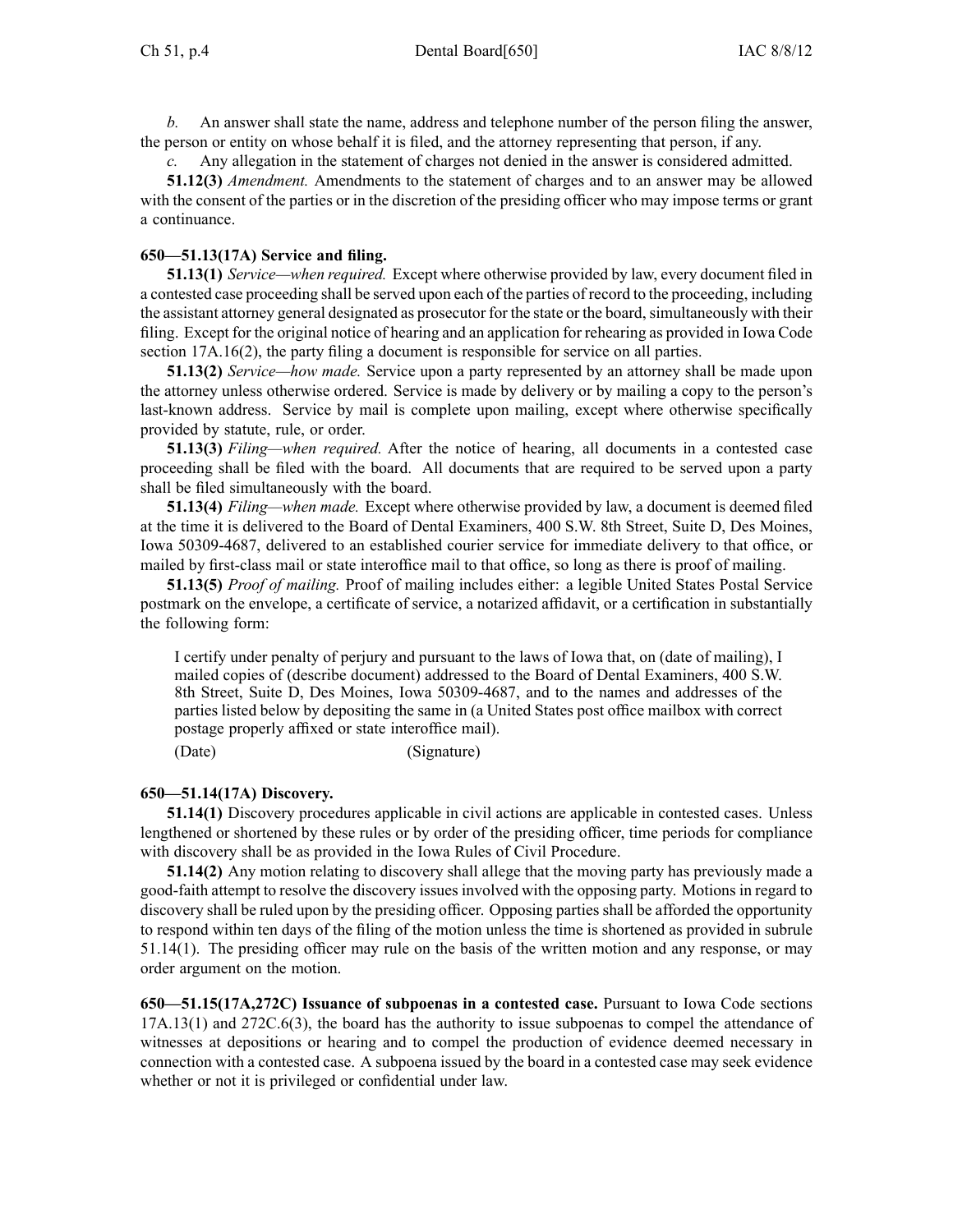*b.* An answer shall state the name, address and telephone number of the person filing the answer, the person or entity on whose behalf it is filed, and the attorney representing that person, if any.

*c.* Any allegation in the statement of charges not denied in the answer is considered admitted.

**51.12(3)** *Amendment.* Amendments to the statement of charges and to an answer may be allowed with the consent of the parties or in the discretion of the presiding officer who may impose terms or grant a continuance.

**650—51.13(17A) Service and filing.**

**51.13(1)** *Service—when required.* Except where otherwise provided by law, every document filed in a contested case proceeding shall be served upon each of the parties of record to the proceeding, including the assistant attorney general designated as prosecutor for the state or the board, simultaneously with their filing. Except for the original notice of hearing and an application for rehearing as provided in Iowa Code section 17A.16(2), the party filing a document is responsible for service on all parties.

**51.13(2)** *Service—how made.* Service upon a party represented by an attorney shall be made upon the attorney unless otherwise ordered. Service is made by delivery or by mailing a copy to the person's last-known address. Service by mail is complete upon mailing, except where otherwise specifically provided by statute, rule, or order.

**51.13(3)** *Filing—when required.* After the notice of hearing, all documents in a contested case proceeding shall be filed with the board. All documents that are required to be served upon a party shall be filed simultaneously with the board.

**51.13(4)** *Filing—when made.* Except where otherwise provided by law, a document is deemed filed at the time it is delivered to the Board of Dental Examiners, 400 S.W. 8th Street, Suite D, Des Moines, Iowa 50309-4687, delivered to an established courier service for immediate delivery to that office, or mailed by first-class mail or state interoffice mail to that office, so long as there is proof of mailing.

**51.13(5)** *Proof of mailing.* Proof of mailing includes either: a legible United States Postal Service postmark on the envelope, a certificate of service, a notarized affidavit, or a certification in substantially the following form:

> I certify under penalty of perjury and pursuant to the laws of Iowa that, on (date of mailing), I mailed copies of (describe document) addressed to the Board of Dental Examiners, 400 S.W. 8th Street, Suite D, Des Moines, Iowa 50309-4687, and to the names and addresses of the parties listed below by depositing the same in (a United States post office mailbox with correct postage properly affixed or state interoffice mail).
>
> (Date) (Signature)

**650—51.14(17A) Discovery.**

**51.14(1)** Discovery procedures applicable in civil actions are applicable in contested cases. Unless lengthened or shortened by these rules or by order of the presiding officer, time periods for compliance with discovery shall be as provided in the Iowa Rules of Civil Procedure.

**51.14(2)** Any motion relating to discovery shall allege that the moving party has previously made a good-faith attempt to resolve the discovery issues involved with the opposing party. Motions in regard to discovery shall be ruled upon by the presiding officer. Opposing parties shall be afforded the opportunity to respond within ten days of the filing of the motion unless the time is shortened as provided in subrule 51.14(1). The presiding officer may rule on the basis of the written motion and any response, or may order argument on the motion.

**650—51.15(17A,272C) Issuance of subpoenas in a contested case.** Pursuant to Iowa Code sections 17A.13(1) and 272C.6(3), the board has the authority to issue subpoenas to compel the attendance of witnesses at depositions or hearing and to compel the production of evidence deemed necessary in connection with a contested case. A subpoena issued by the board in a contested case may seek evidence whether or not it is privileged or confidential under law.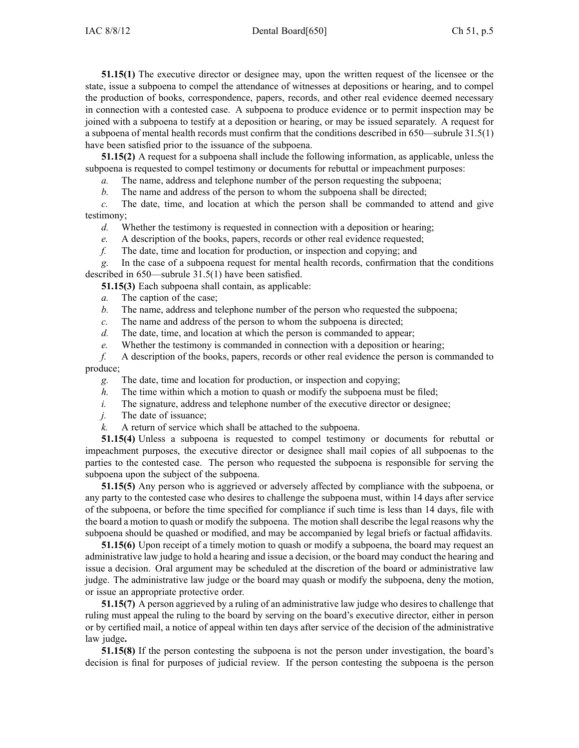**51.15(1)** The executive director or designee may, upon the written request of the licensee or the state, issue a subpoena to compel the attendance of witnesses at depositions or hearing, and to compel the production of books, correspondence, papers, records, and other real evidence deemed necessary in connection with a contested case. A subpoena to produce evidence or to permit inspection may be joined with a subpoena to testify at a deposition or hearing, or may be issued separately. A request for a subpoena of mental health records must confirm that the conditions described in 650—subrule 31.5(1) have been satisfied prior to the issuance of the subpoena.

**51.15(2)** A request for a subpoena shall include the following information, as applicable, unless the subpoena is requested to compel testimony or documents for rebuttal or impeachment purposes:

*a.* The name, address and telephone number of the person requesting the subpoena;

*b.* The name and address of the person to whom the subpoena shall be directed;

*c.* The date, time, and location at which the person shall be commanded to attend and give testimony;

*d.* Whether the testimony is requested in connection with a deposition or hearing;

*e.* A description of the books, papers, records or other real evidence requested;

*f.* The date, time and location for production, or inspection and copying; and

*g.* In the case of a subpoena request for mental health records, confirmation that the conditions described in 650—subrule 31.5(1) have been satisfied.

**51.15(3)** Each subpoena shall contain, as applicable:

*a.* The caption of the case;

*b.* The name, address and telephone number of the person who requested the subpoena;

*c.* The name and address of the person to whom the subpoena is directed;

*d.* The date, time, and location at which the person is commanded to appear;

*e.* Whether the testimony is commanded in connection with a deposition or hearing;

*f.* A description of the books, papers, records or other real evidence the person is commanded to produce;

*g.* The date, time and location for production, or inspection and copying;

*h.* The time within which a motion to quash or modify the subpoena must be filed;

*i.* The signature, address and telephone number of the executive director or designee;

*j.* The date of issuance;

*k.* A return of service which shall be attached to the subpoena.

**51.15(4)** Unless a subpoena is requested to compel testimony or documents for rebuttal or impeachment purposes, the executive director or designee shall mail copies of all subpoenas to the parties to the contested case. The person who requested the subpoena is responsible for serving the subpoena upon the subject of the subpoena.

**51.15(5)** Any person who is aggrieved or adversely affected by compliance with the subpoena, or any party to the contested case who desires to challenge the subpoena must, within 14 days after service of the subpoena, or before the time specified for compliance if such time is less than 14 days, file with the board a motion to quash or modify the subpoena. The motion shall describe the legal reasons why the subpoena should be quashed or modified, and may be accompanied by legal briefs or factual affidavits.

**51.15(6)** Upon receipt of a timely motion to quash or modify a subpoena, the board may request an administrative law judge to hold a hearing and issue a decision, or the board may conduct the hearing and issue a decision. Oral argument may be scheduled at the discretion of the board or administrative law judge. The administrative law judge or the board may quash or modify the subpoena, deny the motion, or issue an appropriate protective order.

**51.15(7)** A person aggrieved by a ruling of an administrative law judge who desires to challenge that ruling must appeal the ruling to the board by serving on the board's executive director, either in person or by certified mail, a notice of appeal within ten days after service of the decision of the administrative law judge.

**51.15(8)** If the person contesting the subpoena is not the person under investigation, the board's decision is final for purposes of judicial review. If the person contesting the subpoena is the person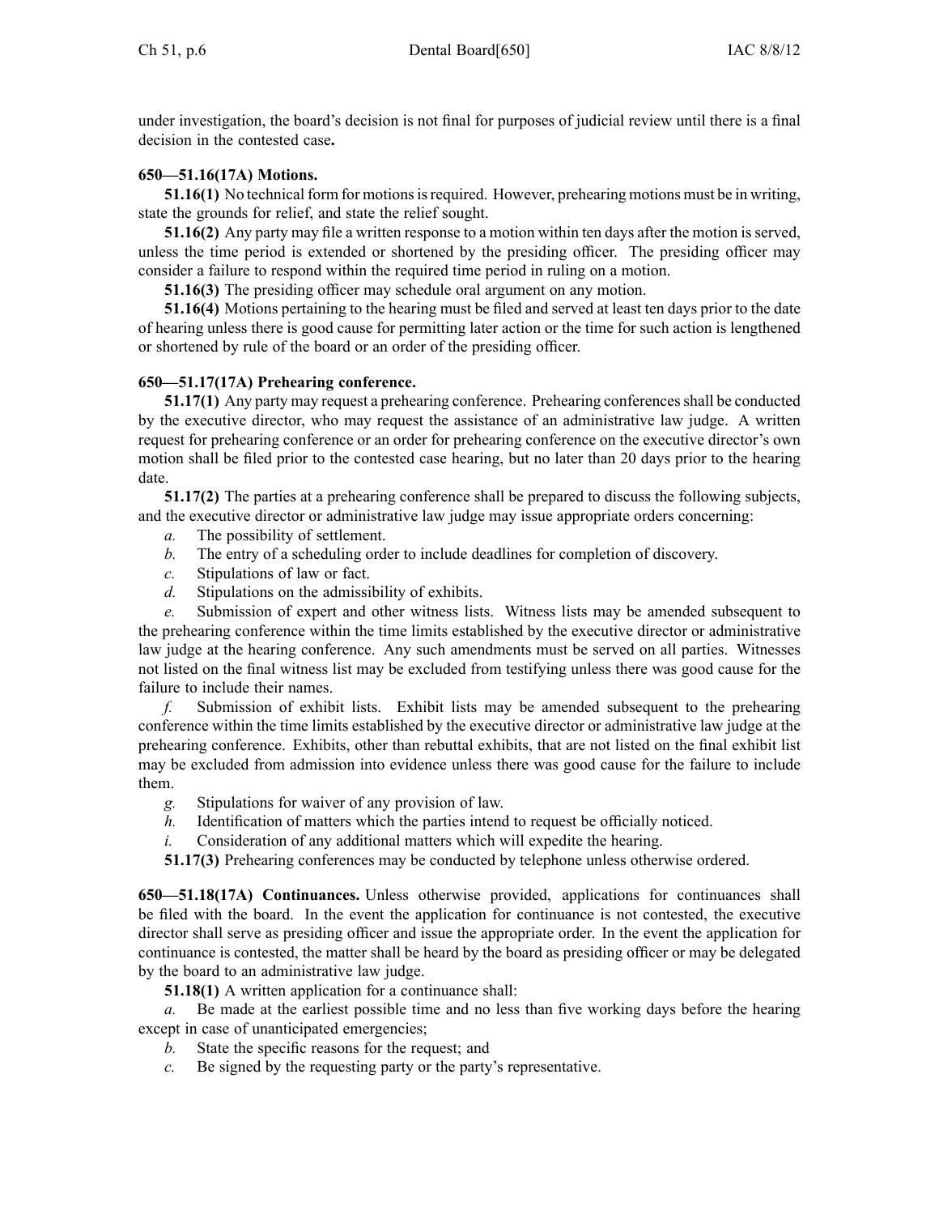under investigation, the board's decision is not final for purposes of judicial review until there is a final decision in the contested case**.**

**650—51.16(17A) Motions.**

**51.16(1)** No technical form for motions is required. However, prehearing motions must be in writing, state the grounds for relief, and state the relief sought.

**51.16(2)** Any party may file a written response to a motion within ten days after the motion is served, unless the time period is extended or shortened by the presiding officer. The presiding officer may consider a failure to respond within the required time period in ruling on a motion.

**51.16(3)** The presiding officer may schedule oral argument on any motion.

**51.16(4)** Motions pertaining to the hearing must be filed and served at least ten days prior to the date of hearing unless there is good cause for permitting later action or the time for such action is lengthened or shortened by rule of the board or an order of the presiding officer.

**650—51.17(17A) Prehearing conference.**

**51.17(1)** Any party may request a prehearing conference. Prehearing conferences shall be conducted by the executive director, who may request the assistance of an administrative law judge. A written request for prehearing conference or an order for prehearing conference on the executive director's own motion shall be filed prior to the contested case hearing, but no later than 20 days prior to the hearing date.

**51.17(2)** The parties at a prehearing conference shall be prepared to discuss the following subjects, and the executive director or administrative law judge may issue appropriate orders concerning:

*a.* The possibility of settlement.

*b.* The entry of a scheduling order to include deadlines for completion of discovery.

*c.* Stipulations of law or fact.

*d.* Stipulations on the admissibility of exhibits.

*e.* Submission of expert and other witness lists. Witness lists may be amended subsequent to the prehearing conference within the time limits established by the executive director or administrative law judge at the hearing conference. Any such amendments must be served on all parties. Witnesses not listed on the final witness list may be excluded from testifying unless there was good cause for the failure to include their names.

*f.* Submission of exhibit lists. Exhibit lists may be amended subsequent to the prehearing conference within the time limits established by the executive director or administrative law judge at the prehearing conference. Exhibits, other than rebuttal exhibits, that are not listed on the final exhibit list may be excluded from admission into evidence unless there was good cause for the failure to include them.

*g.* Stipulations for waiver of any provision of law.

*h.* Identification of matters which the parties intend to request be officially noticed.

*i.* Consideration of any additional matters which will expedite the hearing.

**51.17(3)** Prehearing conferences may be conducted by telephone unless otherwise ordered.

**650—51.18(17A) Continuances.** Unless otherwise provided, applications for continuances shall be filed with the board. In the event the application for continuance is not contested, the executive director shall serve as presiding officer and issue the appropriate order. In the event the application for continuance is contested, the matter shall be heard by the board as presiding officer or may be delegated by the board to an administrative law judge.

**51.18(1)** A written application for a continuance shall:

*a.* Be made at the earliest possible time and no less than five working days before the hearing except in case of unanticipated emergencies;

*b.* State the specific reasons for the request; and

*c.* Be signed by the requesting party or the party's representative.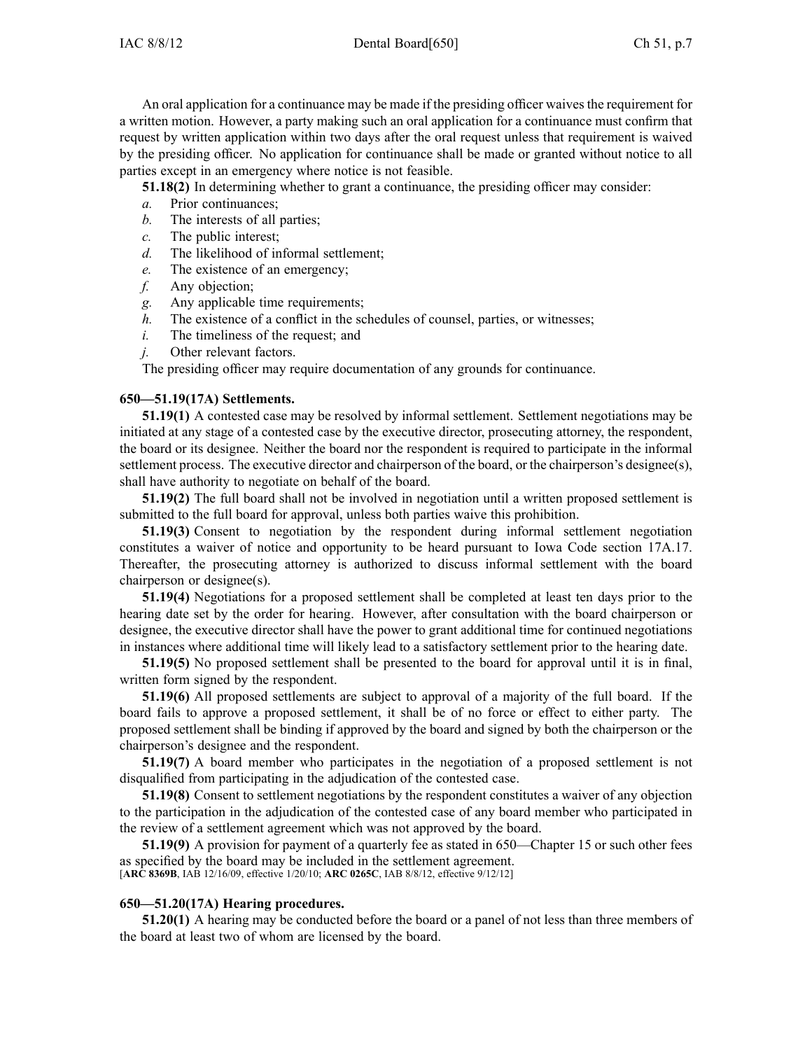An oral application for a continuance may be made if the presiding officer waives the requirement for a written motion. However, a party making such an oral application for a continuance must confirm that request by written application within two days after the oral request unless that requirement is waived by the presiding officer. No application for continuance shall be made or granted without notice to all parties except in an emergency where notice is not feasible.

**51.18(2)** In determining whether to grant a continuance, the presiding officer may consider:

*a.* Prior continuances;

*b.* The interests of all parties;

*c.* The public interest;

*d.* The likelihood of informal settlement;

*e.* The existence of an emergency;

*f.* Any objection;

*g.* Any applicable time requirements;

*h.* The existence of a conflict in the schedules of counsel, parties, or witnesses;

*i.* The timeliness of the request; and

*j.* Other relevant factors.

The presiding officer may require documentation of any grounds for continuance.

### 650—51.19(17A) Settlements.

**51.19(1)** A contested case may be resolved by informal settlement. Settlement negotiations may be initiated at any stage of a contested case by the executive director, prosecuting attorney, the respondent, the board or its designee. Neither the board nor the respondent is required to participate in the informal settlement process. The executive director and chairperson of the board, or the chairperson's designee(s), shall have authority to negotiate on behalf of the board.

**51.19(2)** The full board shall not be involved in negotiation until a written proposed settlement is submitted to the full board for approval, unless both parties waive this prohibition.

**51.19(3)** Consent to negotiation by the respondent during informal settlement negotiation constitutes a waiver of notice and opportunity to be heard pursuant to Iowa Code section 17A.17. Thereafter, the prosecuting attorney is authorized to discuss informal settlement with the board chairperson or designee(s).

**51.19(4)** Negotiations for a proposed settlement shall be completed at least ten days prior to the hearing date set by the order for hearing. However, after consultation with the board chairperson or designee, the executive director shall have the power to grant additional time for continued negotiations in instances where additional time will likely lead to a satisfactory settlement prior to the hearing date.

**51.19(5)** No proposed settlement shall be presented to the board for approval until it is in final, written form signed by the respondent.

**51.19(6)** All proposed settlements are subject to approval of a majority of the full board. If the board fails to approve a proposed settlement, it shall be of no force or effect to either party. The proposed settlement shall be binding if approved by the board and signed by both the chairperson or the chairperson's designee and the respondent.

**51.19(7)** A board member who participates in the negotiation of a proposed settlement is not disqualified from participating in the adjudication of the contested case.

**51.19(8)** Consent to settlement negotiations by the respondent constitutes a waiver of any objection to the participation in the adjudication of the contested case of any board member who participated in the review of a settlement agreement which was not approved by the board.

**51.19(9)** A provision for payment of a quarterly fee as stated in 650—Chapter 15 or such other fees as specified by the board may be included in the settlement agreement.
[**ARC 8369B**, IAB 12/16/09, effective 1/20/10; **ARC 0265C**, IAB 8/8/12, effective 9/12/12]

### 650—51.20(17A) Hearing procedures.

**51.20(1)** A hearing may be conducted before the board or a panel of not less than three members of the board at least two of whom are licensed by the board.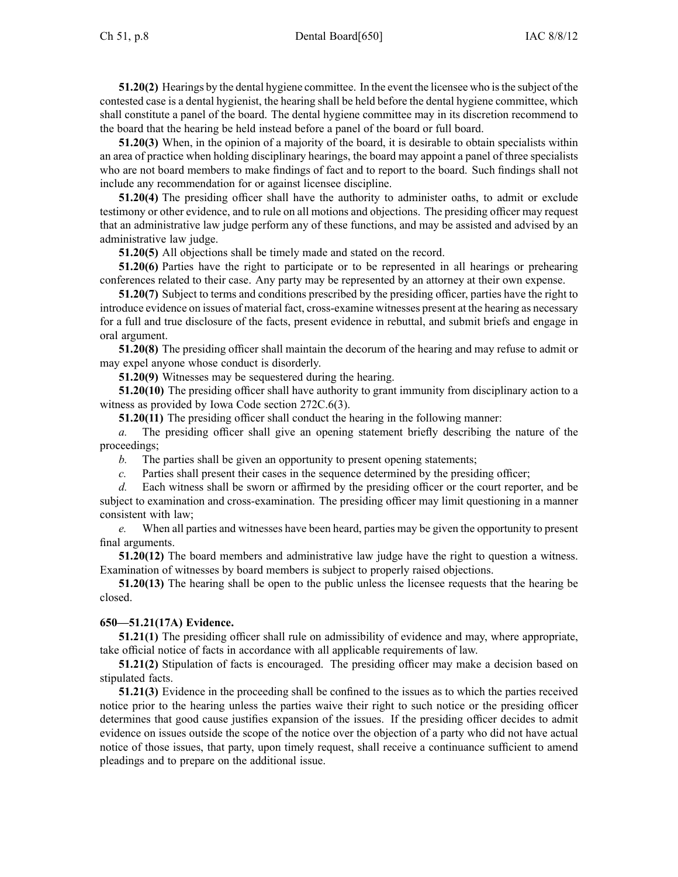**51.20(2)** Hearings by the dental hygiene committee. In the event the licensee who is the subject of the contested case is a dental hygienist, the hearing shall be held before the dental hygiene committee, which shall constitute a panel of the board. The dental hygiene committee may in its discretion recommend to the board that the hearing be held instead before a panel of the board or full board.

**51.20(3)** When, in the opinion of a majority of the board, it is desirable to obtain specialists within an area of practice when holding disciplinary hearings, the board may appoint a panel of three specialists who are not board members to make findings of fact and to report to the board. Such findings shall not include any recommendation for or against licensee discipline.

**51.20(4)** The presiding officer shall have the authority to administer oaths, to admit or exclude testimony or other evidence, and to rule on all motions and objections. The presiding officer may request that an administrative law judge perform any of these functions, and may be assisted and advised by an administrative law judge.

**51.20(5)** All objections shall be timely made and stated on the record.

**51.20(6)** Parties have the right to participate or to be represented in all hearings or prehearing conferences related to their case. Any party may be represented by an attorney at their own expense.

**51.20(7)** Subject to terms and conditions prescribed by the presiding officer, parties have the right to introduce evidence on issues of material fact, cross-examine witnesses present at the hearing as necessary for a full and true disclosure of the facts, present evidence in rebuttal, and submit briefs and engage in oral argument.

**51.20(8)** The presiding officer shall maintain the decorum of the hearing and may refuse to admit or may expel anyone whose conduct is disorderly.

**51.20(9)** Witnesses may be sequestered during the hearing.

**51.20(10)** The presiding officer shall have authority to grant immunity from disciplinary action to a witness as provided by Iowa Code section 272C.6(3).

**51.20(11)** The presiding officer shall conduct the hearing in the following manner:

*a.* The presiding officer shall give an opening statement briefly describing the nature of the proceedings;

*b.* The parties shall be given an opportunity to present opening statements;

*c.* Parties shall present their cases in the sequence determined by the presiding officer;

*d.* Each witness shall be sworn or affirmed by the presiding officer or the court reporter, and be subject to examination and cross-examination. The presiding officer may limit questioning in a manner consistent with law;

*e.* When all parties and witnesses have been heard, parties may be given the opportunity to present final arguments.

**51.20(12)** The board members and administrative law judge have the right to question a witness. Examination of witnesses by board members is subject to properly raised objections.

**51.20(13)** The hearing shall be open to the public unless the licensee requests that the hearing be closed.

**650—51.21(17A) Evidence.**

**51.21(1)** The presiding officer shall rule on admissibility of evidence and may, where appropriate, take official notice of facts in accordance with all applicable requirements of law.

**51.21(2)** Stipulation of facts is encouraged. The presiding officer may make a decision based on stipulated facts.

**51.21(3)** Evidence in the proceeding shall be confined to the issues as to which the parties received notice prior to the hearing unless the parties waive their right to such notice or the presiding officer determines that good cause justifies expansion of the issues. If the presiding officer decides to admit evidence on issues outside the scope of the notice over the objection of a party who did not have actual notice of those issues, that party, upon timely request, shall receive a continuance sufficient to amend pleadings and to prepare on the additional issue.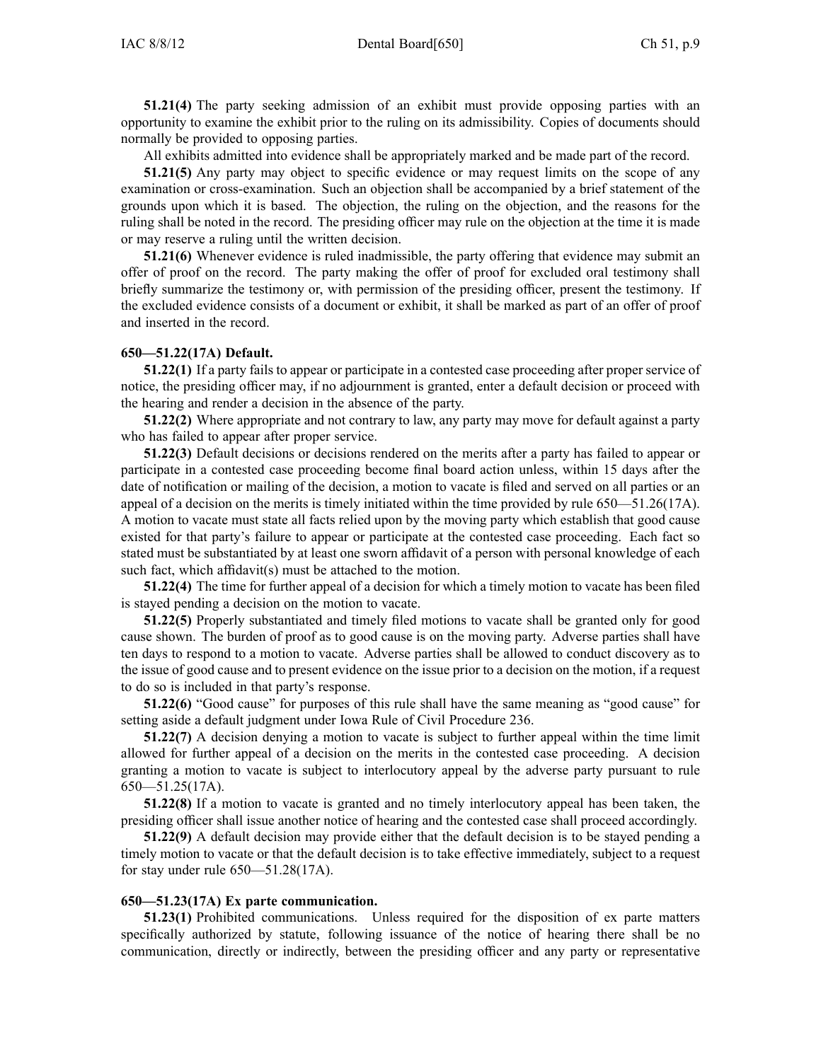**51.21(4)** The party seeking admission of an exhibit must provide opposing parties with an opportunity to examine the exhibit prior to the ruling on its admissibility. Copies of documents should normally be provided to opposing parties.

All exhibits admitted into evidence shall be appropriately marked and be made part of the record.

**51.21(5)** Any party may object to specific evidence or may request limits on the scope of any examination or cross-examination. Such an objection shall be accompanied by a brief statement of the grounds upon which it is based. The objection, the ruling on the objection, and the reasons for the ruling shall be noted in the record. The presiding officer may rule on the objection at the time it is made or may reserve a ruling until the written decision.

**51.21(6)** Whenever evidence is ruled inadmissible, the party offering that evidence may submit an offer of proof on the record. The party making the offer of proof for excluded oral testimony shall briefly summarize the testimony or, with permission of the presiding officer, present the testimony. If the excluded evidence consists of a document or exhibit, it shall be marked as part of an offer of proof and inserted in the record.

**650—51.22(17A) Default.**

**51.22(1)** If a party fails to appear or participate in a contested case proceeding after proper service of notice, the presiding officer may, if no adjournment is granted, enter a default decision or proceed with the hearing and render a decision in the absence of the party.

**51.22(2)** Where appropriate and not contrary to law, any party may move for default against a party who has failed to appear after proper service.

**51.22(3)** Default decisions or decisions rendered on the merits after a party has failed to appear or participate in a contested case proceeding become final board action unless, within 15 days after the date of notification or mailing of the decision, a motion to vacate is filed and served on all parties or an appeal of a decision on the merits is timely initiated within the time provided by rule 650—51.26(17A). A motion to vacate must state all facts relied upon by the moving party which establish that good cause existed for that party's failure to appear or participate at the contested case proceeding. Each fact so stated must be substantiated by at least one sworn affidavit of a person with personal knowledge of each such fact, which affidavit(s) must be attached to the motion.

**51.22(4)** The time for further appeal of a decision for which a timely motion to vacate has been filed is stayed pending a decision on the motion to vacate.

**51.22(5)** Properly substantiated and timely filed motions to vacate shall be granted only for good cause shown. The burden of proof as to good cause is on the moving party. Adverse parties shall have ten days to respond to a motion to vacate. Adverse parties shall be allowed to conduct discovery as to the issue of good cause and to present evidence on the issue prior to a decision on the motion, if a request to do so is included in that party's response.

**51.22(6)** "Good cause" for purposes of this rule shall have the same meaning as "good cause" for setting aside a default judgment under Iowa Rule of Civil Procedure 236.

**51.22(7)** A decision denying a motion to vacate is subject to further appeal within the time limit allowed for further appeal of a decision on the merits in the contested case proceeding. A decision granting a motion to vacate is subject to interlocutory appeal by the adverse party pursuant to rule 650—51.25(17A).

**51.22(8)** If a motion to vacate is granted and no timely interlocutory appeal has been taken, the presiding officer shall issue another notice of hearing and the contested case shall proceed accordingly.

**51.22(9)** A default decision may provide either that the default decision is to be stayed pending a timely motion to vacate or that the default decision is to take effective immediately, subject to a request for stay under rule 650—51.28(17A).

**650—51.23(17A) Ex parte communication.**

**51.23(1)** Prohibited communications. Unless required for the disposition of ex parte matters specifically authorized by statute, following issuance of the notice of hearing there shall be no communication, directly or indirectly, between the presiding officer and any party or representative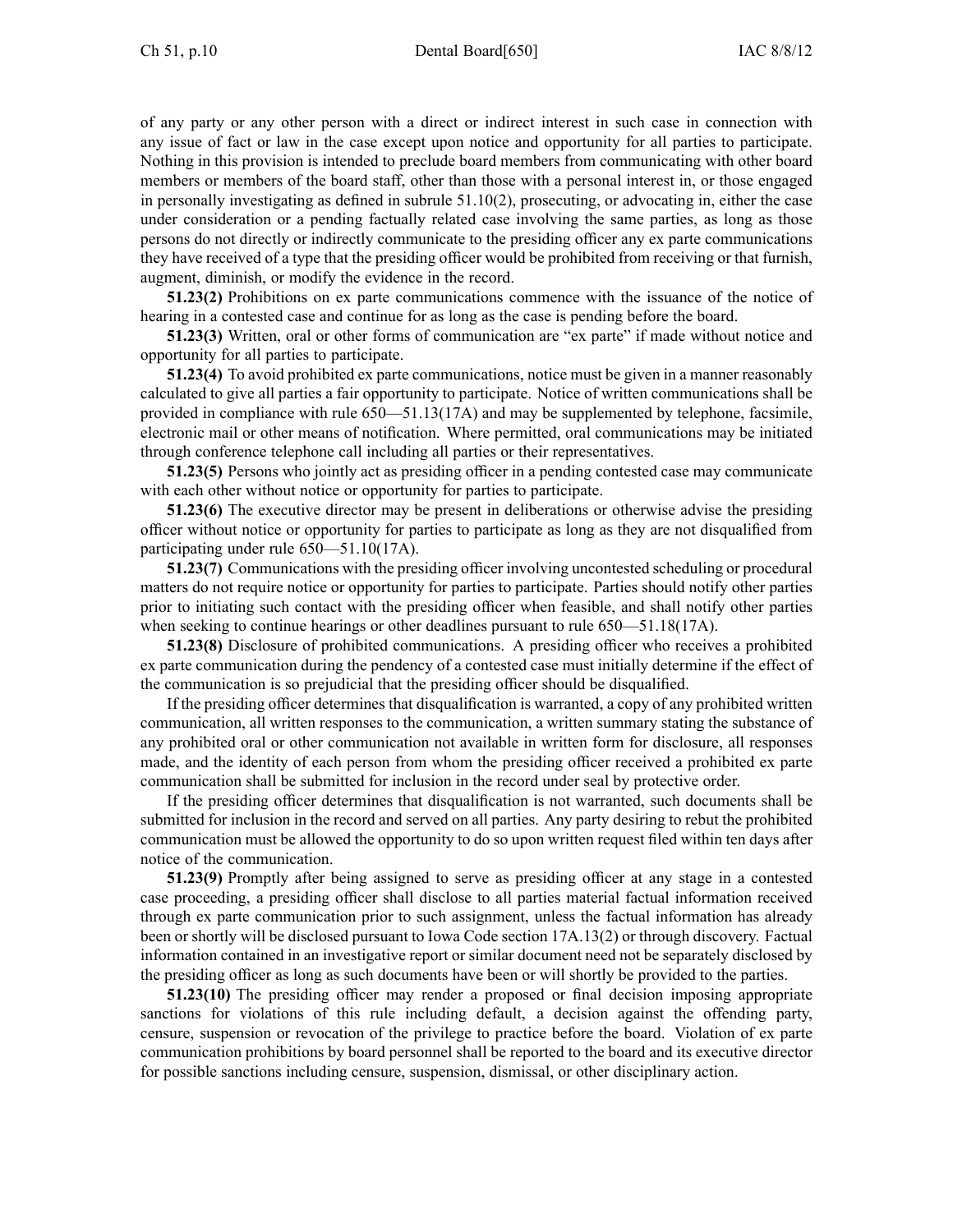of any party or any other person with a direct or indirect interest in such case in connection with any issue of fact or law in the case except upon notice and opportunity for all parties to participate. Nothing in this provision is intended to preclude board members from communicating with other board members or members of the board staff, other than those with a personal interest in, or those engaged in personally investigating as defined in subrule 51.10(2), prosecuting, or advocating in, either the case under consideration or a pending factually related case involving the same parties, as long as those persons do not directly or indirectly communicate to the presiding officer any ex parte communications they have received of a type that the presiding officer would be prohibited from receiving or that furnish, augment, diminish, or modify the evidence in the record.

**51.23(2)** Prohibitions on ex parte communications commence with the issuance of the notice of hearing in a contested case and continue for as long as the case is pending before the board.

**51.23(3)** Written, oral or other forms of communication are "ex parte" if made without notice and opportunity for all parties to participate.

**51.23(4)** To avoid prohibited ex parte communications, notice must be given in a manner reasonably calculated to give all parties a fair opportunity to participate. Notice of written communications shall be provided in compliance with rule 650—51.13(17A) and may be supplemented by telephone, facsimile, electronic mail or other means of notification. Where permitted, oral communications may be initiated through conference telephone call including all parties or their representatives.

**51.23(5)** Persons who jointly act as presiding officer in a pending contested case may communicate with each other without notice or opportunity for parties to participate.

**51.23(6)** The executive director may be present in deliberations or otherwise advise the presiding officer without notice or opportunity for parties to participate as long as they are not disqualified from participating under rule 650—51.10(17A).

**51.23(7)** Communications with the presiding officer involving uncontested scheduling or procedural matters do not require notice or opportunity for parties to participate. Parties should notify other parties prior to initiating such contact with the presiding officer when feasible, and shall notify other parties when seeking to continue hearings or other deadlines pursuant to rule 650—51.18(17A).

**51.23(8)** Disclosure of prohibited communications. A presiding officer who receives a prohibited ex parte communication during the pendency of a contested case must initially determine if the effect of the communication is so prejudicial that the presiding officer should be disqualified.

If the presiding officer determines that disqualification is warranted, a copy of any prohibited written communication, all written responses to the communication, a written summary stating the substance of any prohibited oral or other communication not available in written form for disclosure, all responses made, and the identity of each person from whom the presiding officer received a prohibited ex parte communication shall be submitted for inclusion in the record under seal by protective order.

If the presiding officer determines that disqualification is not warranted, such documents shall be submitted for inclusion in the record and served on all parties. Any party desiring to rebut the prohibited communication must be allowed the opportunity to do so upon written request filed within ten days after notice of the communication.

**51.23(9)** Promptly after being assigned to serve as presiding officer at any stage in a contested case proceeding, a presiding officer shall disclose to all parties material factual information received through ex parte communication prior to such assignment, unless the factual information has already been or shortly will be disclosed pursuant to Iowa Code section 17A.13(2) or through discovery. Factual information contained in an investigative report or similar document need not be separately disclosed by the presiding officer as long as such documents have been or will shortly be provided to the parties.

**51.23(10)** The presiding officer may render a proposed or final decision imposing appropriate sanctions for violations of this rule including default, a decision against the offending party, censure, suspension or revocation of the privilege to practice before the board. Violation of ex parte communication prohibitions by board personnel shall be reported to the board and its executive director for possible sanctions including censure, suspension, dismissal, or other disciplinary action.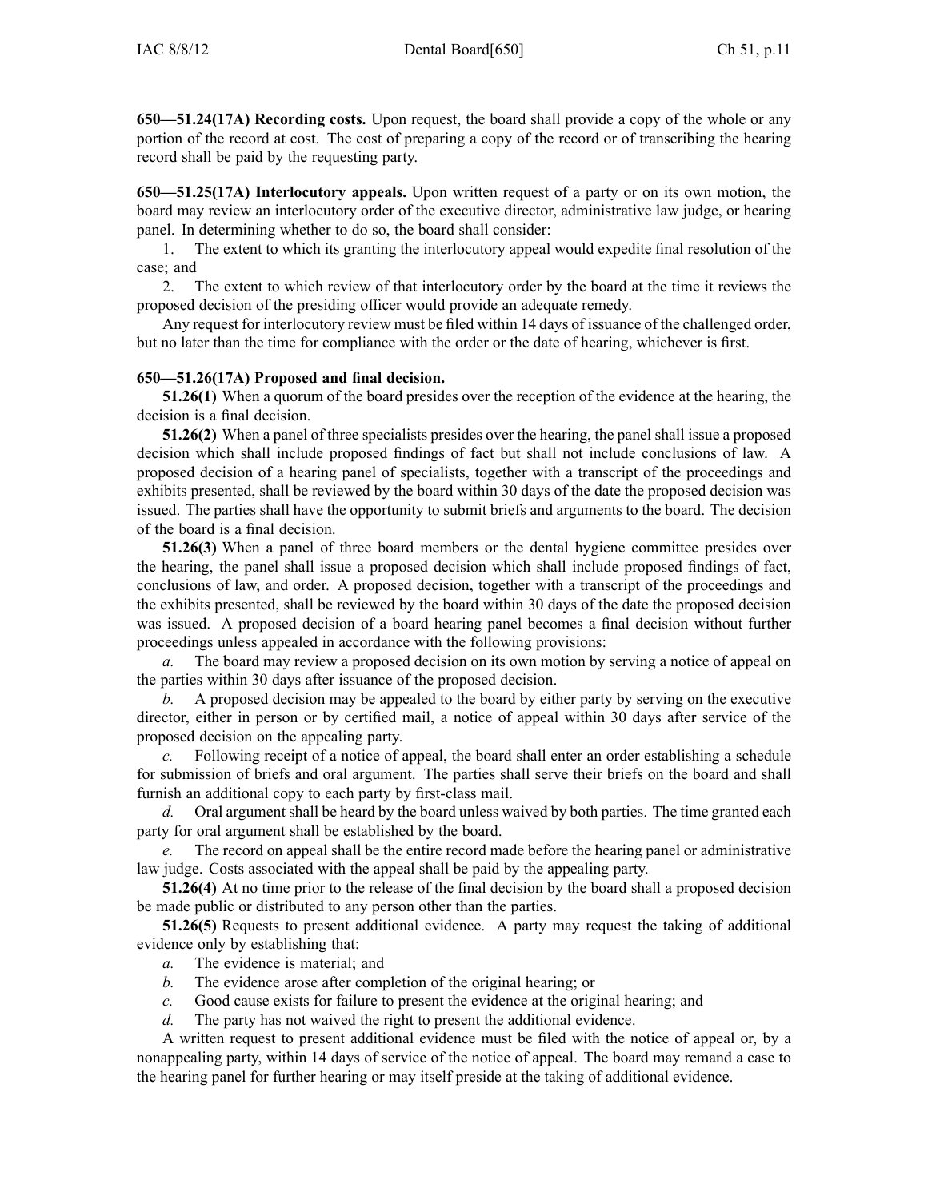**650—51.24(17A) Recording costs.** Upon request, the board shall provide a copy of the whole or any portion of the record at cost. The cost of preparing a copy of the record or of transcribing the hearing record shall be paid by the requesting party.

**650—51.25(17A) Interlocutory appeals.** Upon written request of a party or on its own motion, the board may review an interlocutory order of the executive director, administrative law judge, or hearing panel. In determining whether to do so, the board shall consider:

1. The extent to which its granting the interlocutory appeal would expedite final resolution of the case; and
2. The extent to which review of that interlocutory order by the board at the time it reviews the proposed decision of the presiding officer would provide an adequate remedy.

Any request for interlocutory review must be filed within 14 days of issuance of the challenged order, but no later than the time for compliance with the order or the date of hearing, whichever is first.

**650—51.26(17A) Proposed and final decision.**

**51.26(1)** When a quorum of the board presides over the reception of the evidence at the hearing, the decision is a final decision.

**51.26(2)** When a panel of three specialists presides over the hearing, the panel shall issue a proposed decision which shall include proposed findings of fact but shall not include conclusions of law. A proposed decision of a hearing panel of specialists, together with a transcript of the proceedings and exhibits presented, shall be reviewed by the board within 30 days of the date the proposed decision was issued. The parties shall have the opportunity to submit briefs and arguments to the board. The decision of the board is a final decision.

**51.26(3)** When a panel of three board members or the dental hygiene committee presides over the hearing, the panel shall issue a proposed decision which shall include proposed findings of fact, conclusions of law, and order. A proposed decision, together with a transcript of the proceedings and the exhibits presented, shall be reviewed by the board within 30 days of the date the proposed decision was issued. A proposed decision of a board hearing panel becomes a final decision without further proceedings unless appealed in accordance with the following provisions:

*a.* The board may review a proposed decision on its own motion by serving a notice of appeal on the parties within 30 days after issuance of the proposed decision.

*b.* A proposed decision may be appealed to the board by either party by serving on the executive director, either in person or by certified mail, a notice of appeal within 30 days after service of the proposed decision on the appealing party.

*c.* Following receipt of a notice of appeal, the board shall enter an order establishing a schedule for submission of briefs and oral argument. The parties shall serve their briefs on the board and shall furnish an additional copy to each party by first-class mail.

*d.* Oral argument shall be heard by the board unless waived by both parties. The time granted each party for oral argument shall be established by the board.

*e.* The record on appeal shall be the entire record made before the hearing panel or administrative law judge. Costs associated with the appeal shall be paid by the appealing party.

**51.26(4)** At no time prior to the release of the final decision by the board shall a proposed decision be made public or distributed to any person other than the parties.

**51.26(5)** Requests to present additional evidence. A party may request the taking of additional evidence only by establishing that:

*a.* The evidence is material; and

*b.* The evidence arose after completion of the original hearing; or

*c.* Good cause exists for failure to present the evidence at the original hearing; and

*d.* The party has not waived the right to present the additional evidence.

A written request to present additional evidence must be filed with the notice of appeal or, by a nonappealing party, within 14 days of service of the notice of appeal. The board may remand a case to the hearing panel for further hearing or may itself preside at the taking of additional evidence.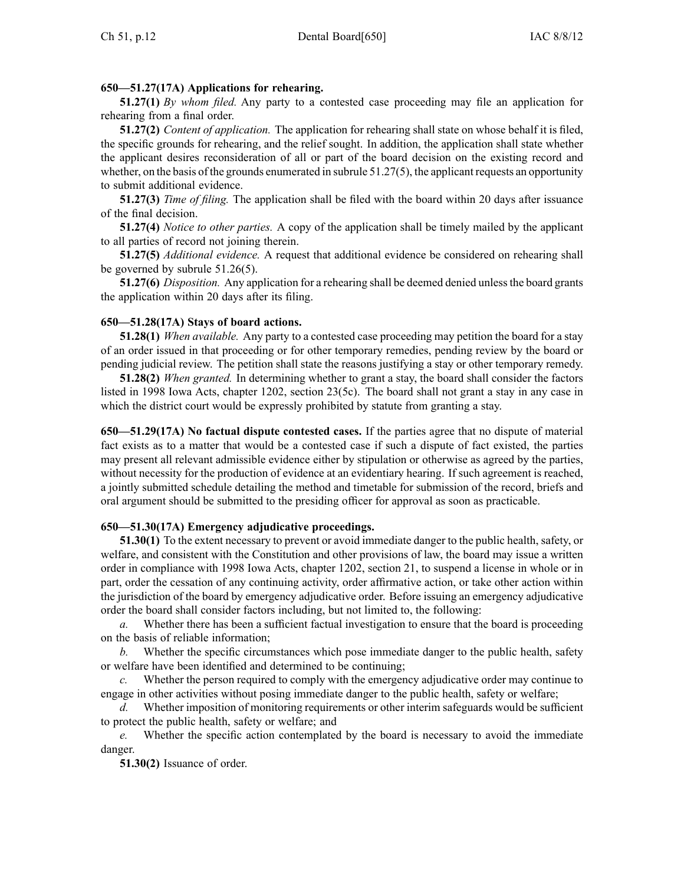**650—51.27(17A) Applications for rehearing.**

**51.27(1)** *By whom filed.* Any party to a contested case proceeding may file an application for rehearing from a final order.

**51.27(2)** *Content of application.* The application for rehearing shall state on whose behalf it is filed, the specific grounds for rehearing, and the relief sought. In addition, the application shall state whether the applicant desires reconsideration of all or part of the board decision on the existing record and whether, on the basis of the grounds enumerated in subrule 51.27(5), the applicant requests an opportunity to submit additional evidence.

**51.27(3)** *Time of filing.* The application shall be filed with the board within 20 days after issuance of the final decision.

**51.27(4)** *Notice to other parties.* A copy of the application shall be timely mailed by the applicant to all parties of record not joining therein.

**51.27(5)** *Additional evidence.* A request that additional evidence be considered on rehearing shall be governed by subrule 51.26(5).

**51.27(6)** *Disposition.* Any application for a rehearing shall be deemed denied unless the board grants the application within 20 days after its filing.

**650—51.28(17A) Stays of board actions.**

**51.28(1)** *When available.* Any party to a contested case proceeding may petition the board for a stay of an order issued in that proceeding or for other temporary remedies, pending review by the board or pending judicial review. The petition shall state the reasons justifying a stay or other temporary remedy.

**51.28(2)** *When granted.* In determining whether to grant a stay, the board shall consider the factors listed in 1998 Iowa Acts, chapter 1202, section 23(5c). The board shall not grant a stay in any case in which the district court would be expressly prohibited by statute from granting a stay.

**650—51.29(17A) No factual dispute contested cases.** If the parties agree that no dispute of material fact exists as to a matter that would be a contested case if such a dispute of fact existed, the parties may present all relevant admissible evidence either by stipulation or otherwise as agreed by the parties, without necessity for the production of evidence at an evidentiary hearing. If such agreement is reached, a jointly submitted schedule detailing the method and timetable for submission of the record, briefs and oral argument should be submitted to the presiding officer for approval as soon as practicable.

**650—51.30(17A) Emergency adjudicative proceedings.**

**51.30(1)** To the extent necessary to prevent or avoid immediate danger to the public health, safety, or welfare, and consistent with the Constitution and other provisions of law, the board may issue a written order in compliance with 1998 Iowa Acts, chapter 1202, section 21, to suspend a license in whole or in part, order the cessation of any continuing activity, order affirmative action, or take other action within the jurisdiction of the board by emergency adjudicative order. Before issuing an emergency adjudicative order the board shall consider factors including, but not limited to, the following:

*a.* Whether there has been a sufficient factual investigation to ensure that the board is proceeding on the basis of reliable information;

*b.* Whether the specific circumstances which pose immediate danger to the public health, safety or welfare have been identified and determined to be continuing;

*c.* Whether the person required to comply with the emergency adjudicative order may continue to engage in other activities without posing immediate danger to the public health, safety or welfare;

*d.* Whether imposition of monitoring requirements or other interim safeguards would be sufficient to protect the public health, safety or welfare; and

*e.* Whether the specific action contemplated by the board is necessary to avoid the immediate danger.

**51.30(2)** Issuance of order.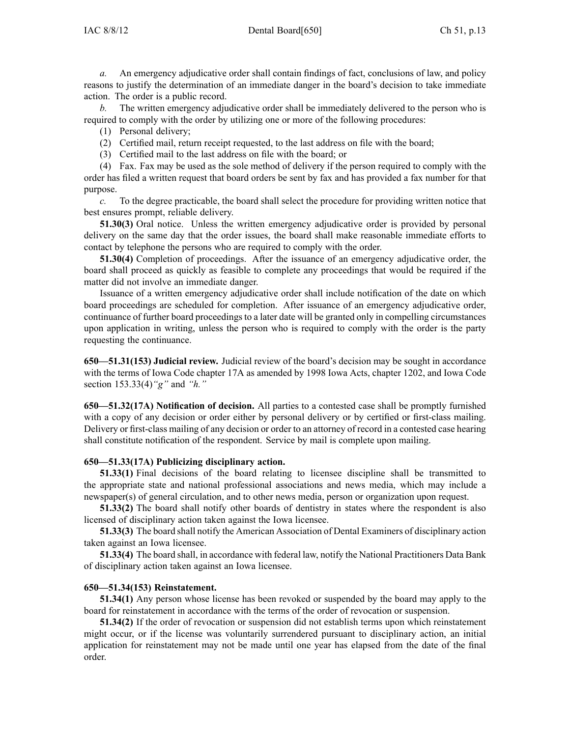*a.* An emergency adjudicative order shall contain findings of fact, conclusions of law, and policy reasons to justify the determination of an immediate danger in the board's decision to take immediate action. The order is a public record.

*b.* The written emergency adjudicative order shall be immediately delivered to the person who is required to comply with the order by utilizing one or more of the following procedures:

(1) Personal delivery;

(2) Certified mail, return receipt requested, to the last address on file with the board;

(3) Certified mail to the last address on file with the board; or

(4) Fax. Fax may be used as the sole method of delivery if the person required to comply with the order has filed a written request that board orders be sent by fax and has provided a fax number for that purpose.

*c.* To the degree practicable, the board shall select the procedure for providing written notice that best ensures prompt, reliable delivery.

**51.30(3)** Oral notice. Unless the written emergency adjudicative order is provided by personal delivery on the same day that the order issues, the board shall make reasonable immediate efforts to contact by telephone the persons who are required to comply with the order.

**51.30(4)** Completion of proceedings. After the issuance of an emergency adjudicative order, the board shall proceed as quickly as feasible to complete any proceedings that would be required if the matter did not involve an immediate danger.

Issuance of a written emergency adjudicative order shall include notification of the date on which board proceedings are scheduled for completion. After issuance of an emergency adjudicative order, continuance of further board proceedings to a later date will be granted only in compelling circumstances upon application in writing, unless the person who is required to comply with the order is the party requesting the continuance.

**650—51.31(153) Judicial review.** Judicial review of the board's decision may be sought in accordance with the terms of Iowa Code chapter 17A as amended by 1998 Iowa Acts, chapter 1202, and Iowa Code section 153.33(4)*"g"* and *"h."*

**650—51.32(17A) Notification of decision.** All parties to a contested case shall be promptly furnished with a copy of any decision or order either by personal delivery or by certified or first-class mailing. Delivery or first-class mailing of any decision or order to an attorney of record in a contested case hearing shall constitute notification of the respondent. Service by mail is complete upon mailing.

**650—51.33(17A) Publicizing disciplinary action.**

**51.33(1)** Final decisions of the board relating to licensee discipline shall be transmitted to the appropriate state and national professional associations and news media, which may include a newspaper(s) of general circulation, and to other news media, person or organization upon request.

**51.33(2)** The board shall notify other boards of dentistry in states where the respondent is also licensed of disciplinary action taken against the Iowa licensee.

**51.33(3)** The board shall notify the American Association of Dental Examiners of disciplinary action taken against an Iowa licensee.

**51.33(4)** The board shall, in accordance with federal law, notify the National Practitioners Data Bank of disciplinary action taken against an Iowa licensee.

**650—51.34(153) Reinstatement.**

**51.34(1)** Any person whose license has been revoked or suspended by the board may apply to the board for reinstatement in accordance with the terms of the order of revocation or suspension.

**51.34(2)** If the order of revocation or suspension did not establish terms upon which reinstatement might occur, or if the license was voluntarily surrendered pursuant to disciplinary action, an initial application for reinstatement may not be made until one year has elapsed from the date of the final order.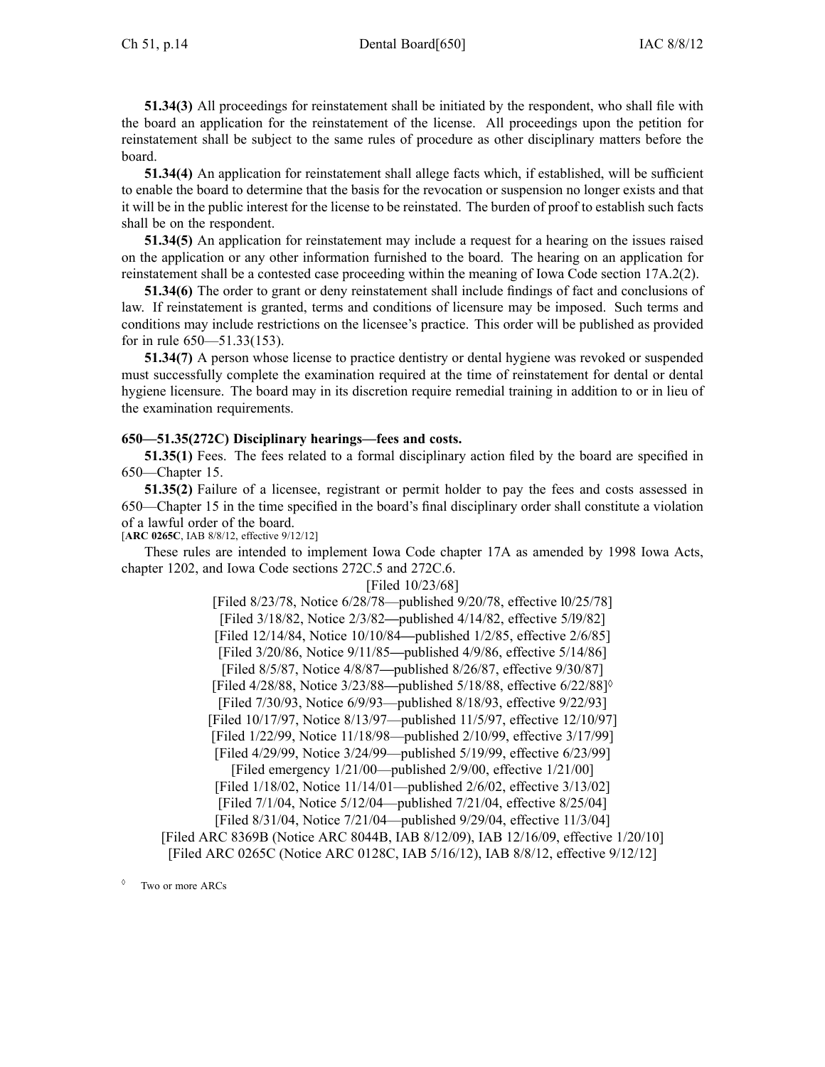**51.34(3)** All proceedings for reinstatement shall be initiated by the respondent, who shall file with the board an application for the reinstatement of the license. All proceedings upon the petition for reinstatement shall be subject to the same rules of procedure as other disciplinary matters before the board.

**51.34(4)** An application for reinstatement shall allege facts which, if established, will be sufficient to enable the board to determine that the basis for the revocation or suspension no longer exists and that it will be in the public interest for the license to be reinstated. The burden of proof to establish such facts shall be on the respondent.

**51.34(5)** An application for reinstatement may include a request for a hearing on the issues raised on the application or any other information furnished to the board. The hearing on an application for reinstatement shall be a contested case proceeding within the meaning of Iowa Code section 17A.2(2).

**51.34(6)** The order to grant or deny reinstatement shall include findings of fact and conclusions of law. If reinstatement is granted, terms and conditions of licensure may be imposed. Such terms and conditions may include restrictions on the licensee's practice. This order will be published as provided for in rule 650—51.33(153).

**51.34(7)** A person whose license to practice dentistry or dental hygiene was revoked or suspended must successfully complete the examination required at the time of reinstatement for dental or dental hygiene licensure. The board may in its discretion require remedial training in addition to or in lieu of the examination requirements.

**650—51.35(272C) Disciplinary hearings—fees and costs.**

**51.35(1)** Fees. The fees related to a formal disciplinary action filed by the board are specified in 650—Chapter 15.

**51.35(2)** Failure of a licensee, registrant or permit holder to pay the fees and costs assessed in 650—Chapter 15 in the time specified in the board's final disciplinary order shall constitute a violation of a lawful order of the board.
[**ARC 0265C**, IAB 8/8/12, effective 9/12/12]

These rules are intended to implement Iowa Code chapter 17A as amended by 1998 Iowa Acts, chapter 1202, and Iowa Code sections 272C.5 and 272C.6.

[Filed 10/23/68]
[Filed 8/23/78, Notice 6/28/78—published 9/20/78, effective l0/25/78]
[Filed 3/18/82, Notice 2/3/82—published 4/14/82, effective 5/l9/82]
[Filed 12/14/84, Notice 10/10/84—published 1/2/85, effective 2/6/85]
[Filed 3/20/86, Notice 9/11/85—published 4/9/86, effective 5/14/86]
[Filed 8/5/87, Notice 4/8/87—published 8/26/87, effective 9/30/87]
[Filed 4/28/88, Notice 3/23/88—published 5/18/88, effective 6/22/88]◊
[Filed 7/30/93, Notice 6/9/93—published 8/18/93, effective 9/22/93]
[Filed 10/17/97, Notice 8/13/97—published 11/5/97, effective 12/10/97]
[Filed 1/22/99, Notice 11/18/98—published 2/10/99, effective 3/17/99]
[Filed 4/29/99, Notice 3/24/99—published 5/19/99, effective 6/23/99]
[Filed emergency 1/21/00—published 2/9/00, effective 1/21/00]
[Filed 1/18/02, Notice 11/14/01—published 2/6/02, effective 3/13/02]
[Filed 7/1/04, Notice 5/12/04—published 7/21/04, effective 8/25/04]
[Filed 8/31/04, Notice 7/21/04—published 9/29/04, effective 11/3/04]
[Filed ARC 8369B (Notice ARC 8044B, IAB 8/12/09), IAB 12/16/09, effective 1/20/10]
[Filed ARC 0265C (Notice ARC 0128C, IAB 5/16/12), IAB 8/8/12, effective 9/12/12]

◊ Two or more ARCs